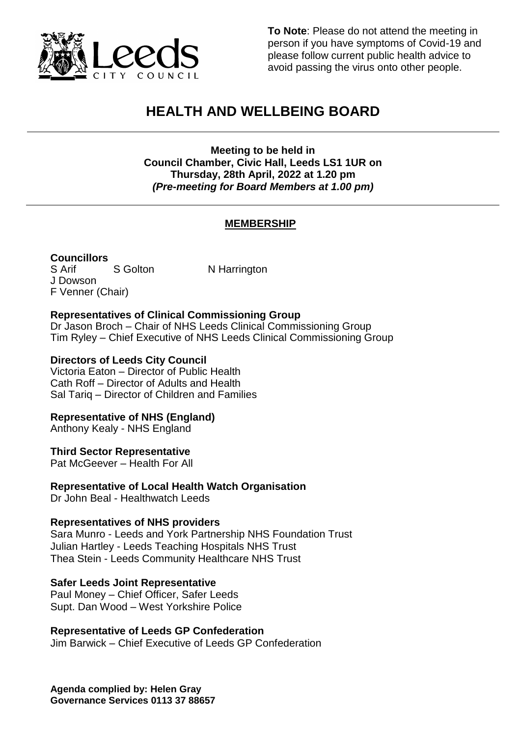**To Note**: Please do not attend the meeting in person if you have symptoms of Covid-19 and please follow current public health advice to avoid passing the virus onto other people.

# HEALTH AND WELLBEING BOARD

**Meeting to be held in**
**Council Chamber, Civic Hall, Leeds LS1 1UR on**
**Thursday, 28th April, 2022 at 1.20 pm**
***(Pre-meeting for Board Members at 1.00 pm)***

## MEMBERSHIP

**Councillors**

S Arif
S Golton
N Harrington
J Dowson
F Venner (Chair)

**Representatives of Clinical Commissioning Group**

Dr Jason Broch – Chair of NHS Leeds Clinical Commissioning Group
Tim Ryley – Chief Executive of NHS Leeds Clinical Commissioning Group

**Directors of Leeds City Council**

Victoria Eaton – Director of Public Health
Cath Roff – Director of Adults and Health
Sal Tariq – Director of Children and Families

**Representative of NHS (England)**

Anthony Kealy - NHS England

**Third Sector Representative**

Pat McGeever – Health For All

**Representative of Local Health Watch Organisation**

Dr John Beal - Healthwatch Leeds

**Representatives of NHS providers**

Sara Munro - Leeds and York Partnership NHS Foundation Trust
Julian Hartley - Leeds Teaching Hospitals NHS Trust
Thea Stein - Leeds Community Healthcare NHS Trust

**Safer Leeds Joint Representative**

Paul Money – Chief Officer, Safer Leeds
Supt. Dan Wood – West Yorkshire Police

**Representative of Leeds GP Confederation**

Jim Barwick – Chief Executive of Leeds GP Confederation

**Agenda complied by: Helen Gray**
**Governance Services 0113 37 88657**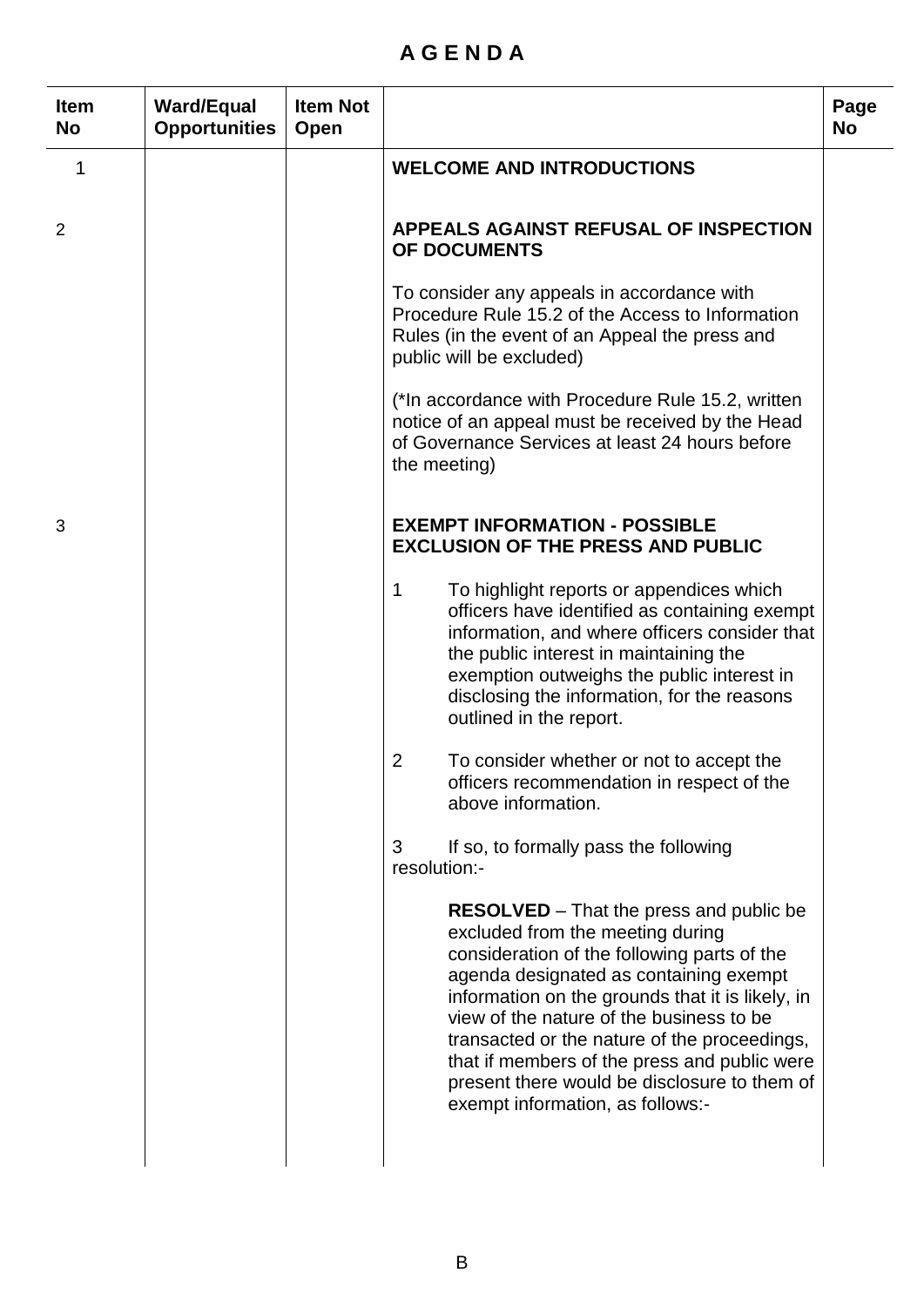# A G E N D A

| Item No | Ward/Equal Opportunities | Item Not Open | | Page No |
|---|---|---|---|---|
| 1 | | | **WELCOME AND INTRODUCTIONS** | |
| 2 | | | **APPEALS AGAINST REFUSAL OF INSPECTION OF DOCUMENTS**<br><br>To consider any appeals in accordance with Procedure Rule 15.2 of the Access to Information Rules (in the event of an Appeal the press and public will be excluded)<br><br>(*In accordance with Procedure Rule 15.2, written notice of an appeal must be received by the Head of Governance Services at least 24 hours before the meeting) | |
| 3 | | | **EXEMPT INFORMATION - POSSIBLE EXCLUSION OF THE PRESS AND PUBLIC**<br><br>1 To highlight reports or appendices which officers have identified as containing exempt information, and where officers consider that the public interest in maintaining the exemption outweighs the public interest in disclosing the information, for the reasons outlined in the report.<br><br>2 To consider whether or not to accept the officers recommendation in respect of the above information.<br><br>3 If so, to formally pass the following resolution:-<br><br>**RESOLVED** – That the press and public be excluded from the meeting during consideration of the following parts of the agenda designated as containing exempt information on the grounds that it is likely, in view of the nature of the business to be transacted or the nature of the proceedings, that if members of the press and public were present there would be disclosure to them of exempt information, as follows:- | |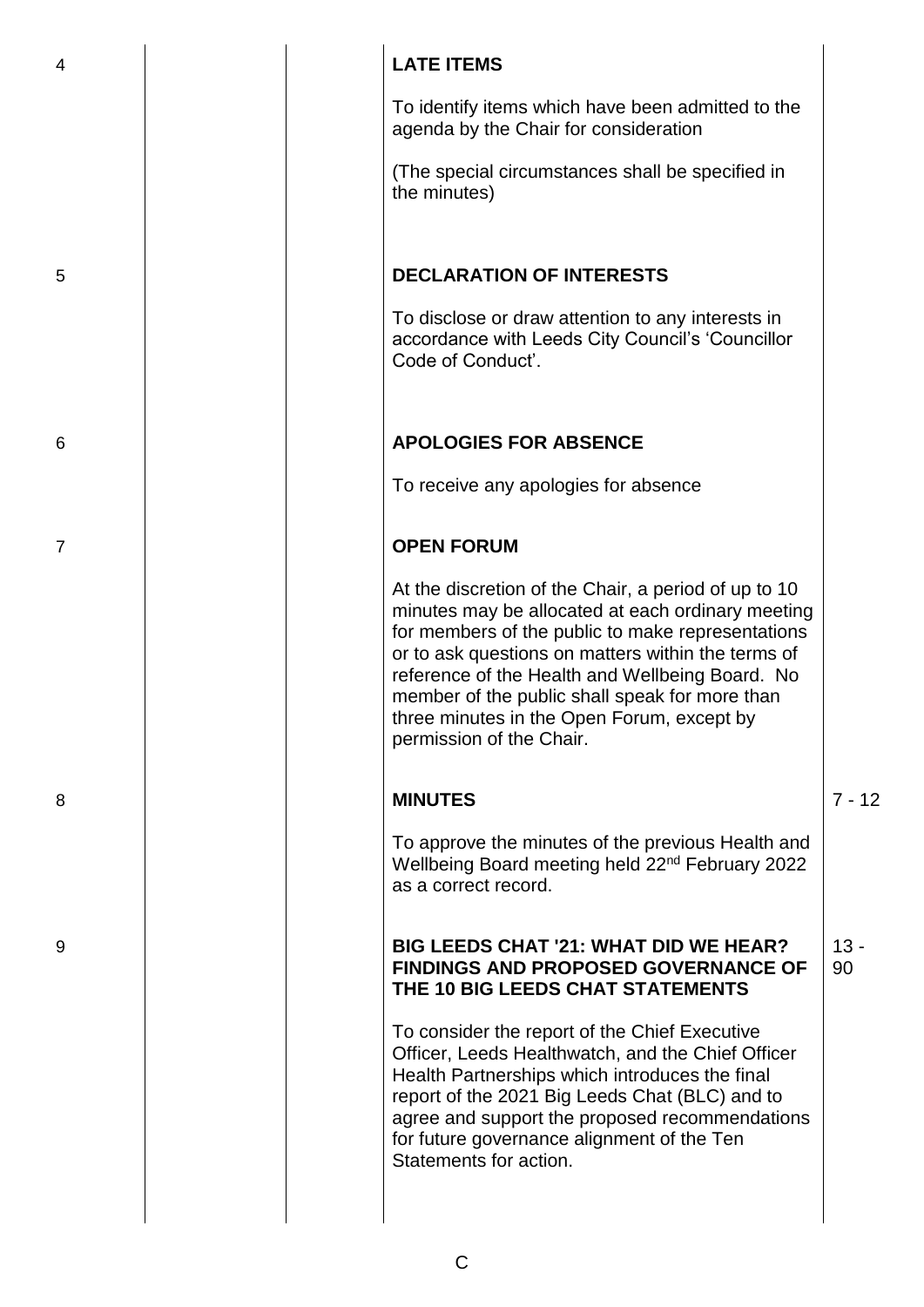| | | | | |
|---|---|---|---|---|
| 4 | | | **LATE ITEMS**<br><br>To identify items which have been admitted to the agenda by the Chair for consideration<br><br>(The special circumstances shall be specified in the minutes) | |
| 5 | | | **DECLARATION OF INTERESTS**<br><br>To disclose or draw attention to any interests in accordance with Leeds City Council's 'Councillor Code of Conduct'. | |
| 6 | | | **APOLOGIES FOR ABSENCE**<br><br>To receive any apologies for absence | |
| 7 | | | **OPEN FORUM**<br><br>At the discretion of the Chair, a period of up to 10 minutes may be allocated at each ordinary meeting for members of the public to make representations or to ask questions on matters within the terms of reference of the Health and Wellbeing Board. No member of the public shall speak for more than three minutes in the Open Forum, except by permission of the Chair. | |
| 8 | | | **MINUTES**<br><br>To approve the minutes of the previous Health and Wellbeing Board meeting held 22nd February 2022 as a correct record. | 7 - 12 |
| 9 | | | **BIG LEEDS CHAT '21: WHAT DID WE HEAR? FINDINGS AND PROPOSED GOVERNANCE OF THE 10 BIG LEEDS CHAT STATEMENTS**<br><br>To consider the report of the Chief Executive Officer, Leeds Healthwatch, and the Chief Officer Health Partnerships which introduces the final report of the 2021 Big Leeds Chat (BLC) and to agree and support the proposed recommendations for future governance alignment of the Ten Statements for action. | 13 - 90 |

C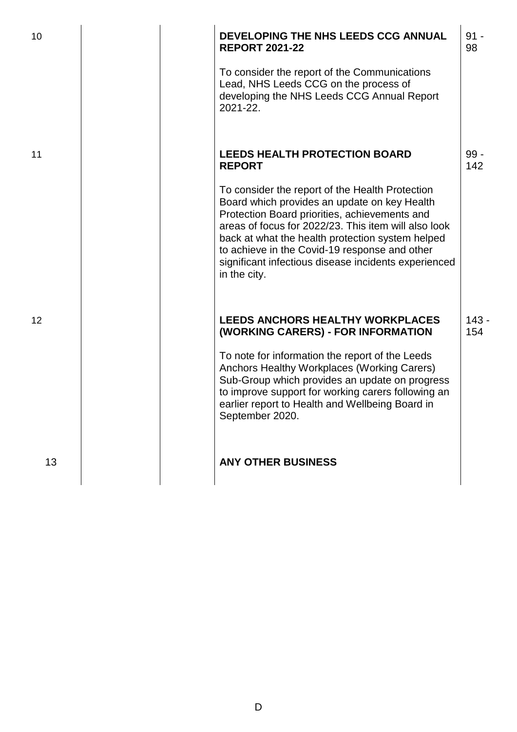| | | | | |
|---|---|---|---|---|
| 10 | | | **DEVELOPING THE NHS LEEDS CCG ANNUAL REPORT 2021-22**<br><br>To consider the report of the Communications Lead, NHS Leeds CCG on the process of developing the NHS Leeds CCG Annual Report 2021-22. | 91 - 98 |
| 11 | | | **LEEDS HEALTH PROTECTION BOARD REPORT**<br><br>To consider the report of the Health Protection Board which provides an update on key Health Protection Board priorities, achievements and areas of focus for 2022/23. This item will also look back at what the health protection system helped to achieve in the Covid-19 response and other significant infectious disease incidents experienced in the city. | 99 - 142 |
| 12 | | | **LEEDS ANCHORS HEALTHY WORKPLACES (WORKING CARERS) - FOR INFORMATION**<br><br>To note for information the report of the Leeds Anchors Healthy Workplaces (Working Carers) Sub-Group which provides an update on progress to improve support for working carers following an earlier report to Health and Wellbeing Board in September 2020. | 143 - 154 |
| 13 | | | **ANY OTHER BUSINESS** | |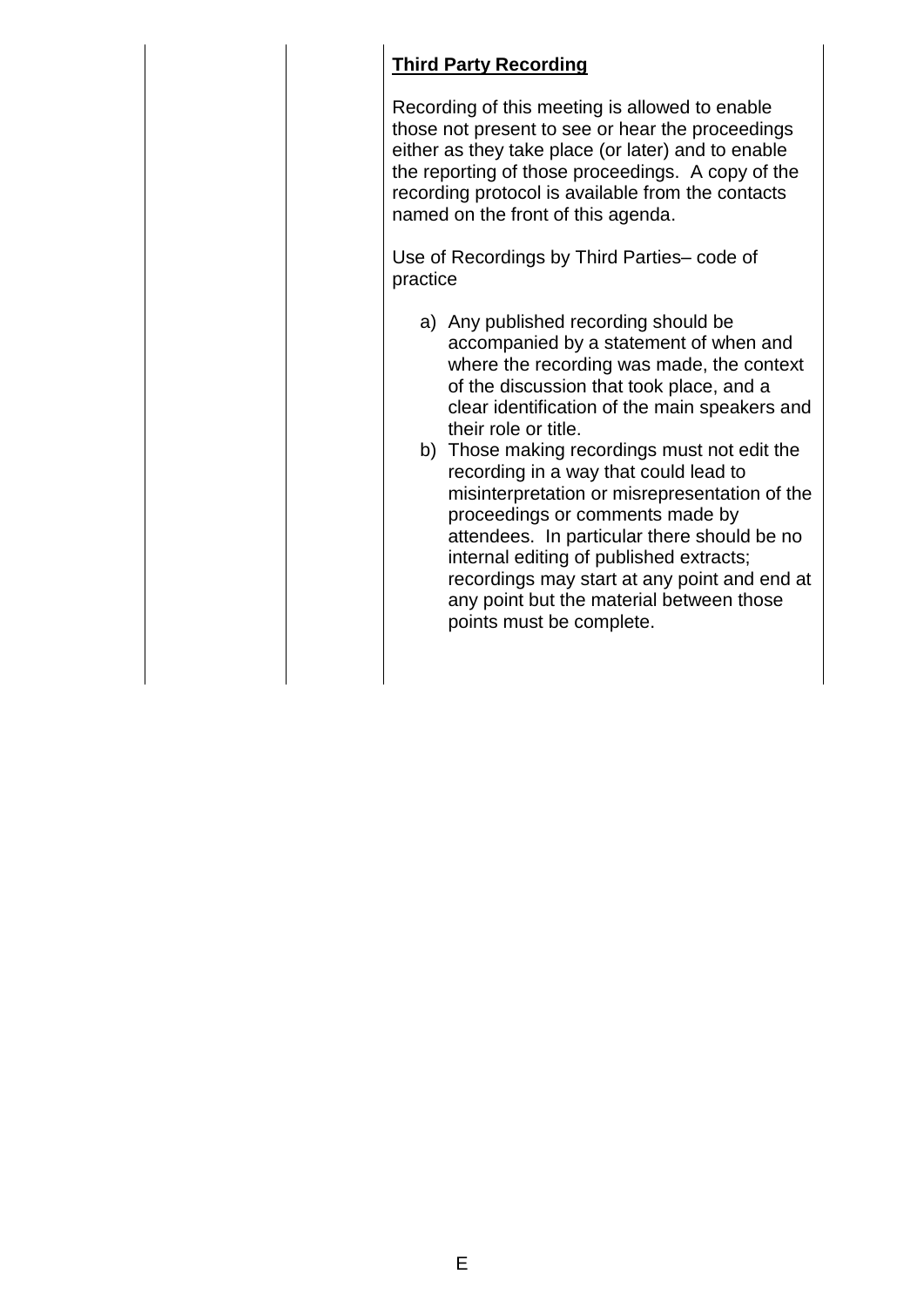**Third Party Recording**

Recording of this meeting is allowed to enable those not present to see or hear the proceedings either as they take place (or later) and to enable the reporting of those proceedings. A copy of the recording protocol is available from the contacts named on the front of this agenda.

Use of Recordings by Third Parties– code of practice

a) Any published recording should be accompanied by a statement of when and where the recording was made, the context of the discussion that took place, and a clear identification of the main speakers and their role or title.
b) Those making recordings must not edit the recording in a way that could lead to misinterpretation or misrepresentation of the proceedings or comments made by attendees. In particular there should be no internal editing of published extracts; recordings may start at any point and end at any point but the material between those points must be complete.